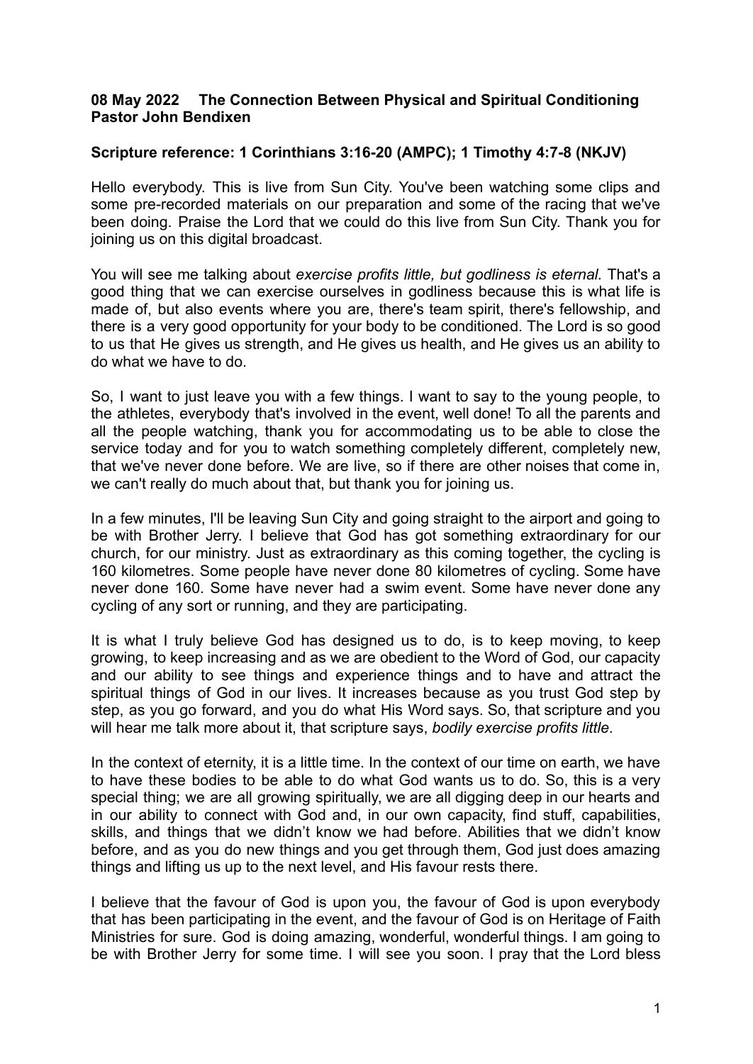**08 May 2022 The Connection Between Physical and Spiritual Conditioning**
**Pastor John Bendixen**

**Scripture reference: 1 Corinthians 3:16-20 (AMPC); 1 Timothy 4:7-8 (NKJV)**

Hello everybody. This is live from Sun City. You've been watching some clips and some pre-recorded materials on our preparation and some of the racing that we've been doing. Praise the Lord that we could do this live from Sun City. Thank you for joining us on this digital broadcast.

You will see me talking about *exercise profits little, but godliness is eternal.* That's a good thing that we can exercise ourselves in godliness because this is what life is made of, but also events where you are, there's team spirit, there's fellowship, and there is a very good opportunity for your body to be conditioned. The Lord is so good to us that He gives us strength, and He gives us health, and He gives us an ability to do what we have to do.

So, I want to just leave you with a few things. I want to say to the young people, to the athletes, everybody that's involved in the event, well done! To all the parents and all the people watching, thank you for accommodating us to be able to close the service today and for you to watch something completely different, completely new, that we've never done before. We are live, so if there are other noises that come in, we can't really do much about that, but thank you for joining us.

In a few minutes, I'll be leaving Sun City and going straight to the airport and going to be with Brother Jerry. I believe that God has got something extraordinary for our church, for our ministry. Just as extraordinary as this coming together, the cycling is 160 kilometres. Some people have never done 80 kilometres of cycling. Some have never done 160. Some have never had a swim event. Some have never done any cycling of any sort or running, and they are participating.

It is what I truly believe God has designed us to do, is to keep moving, to keep growing, to keep increasing and as we are obedient to the Word of God, our capacity and our ability to see things and experience things and to have and attract the spiritual things of God in our lives. It increases because as you trust God step by step, as you go forward, and you do what His Word says. So, that scripture and you will hear me talk more about it, that scripture says, *bodily exercise profits little*.

In the context of eternity, it is a little time. In the context of our time on earth, we have to have these bodies to be able to do what God wants us to do. So, this is a very special thing; we are all growing spiritually, we are all digging deep in our hearts and in our ability to connect with God and, in our own capacity, find stuff, capabilities, skills, and things that we didn't know we had before. Abilities that we didn't know before, and as you do new things and you get through them, God just does amazing things and lifting us up to the next level, and His favour rests there.

I believe that the favour of God is upon you, the favour of God is upon everybody that has been participating in the event, and the favour of God is on Heritage of Faith Ministries for sure. God is doing amazing, wonderful, wonderful things. I am going to be with Brother Jerry for some time. I will see you soon. I pray that the Lord bless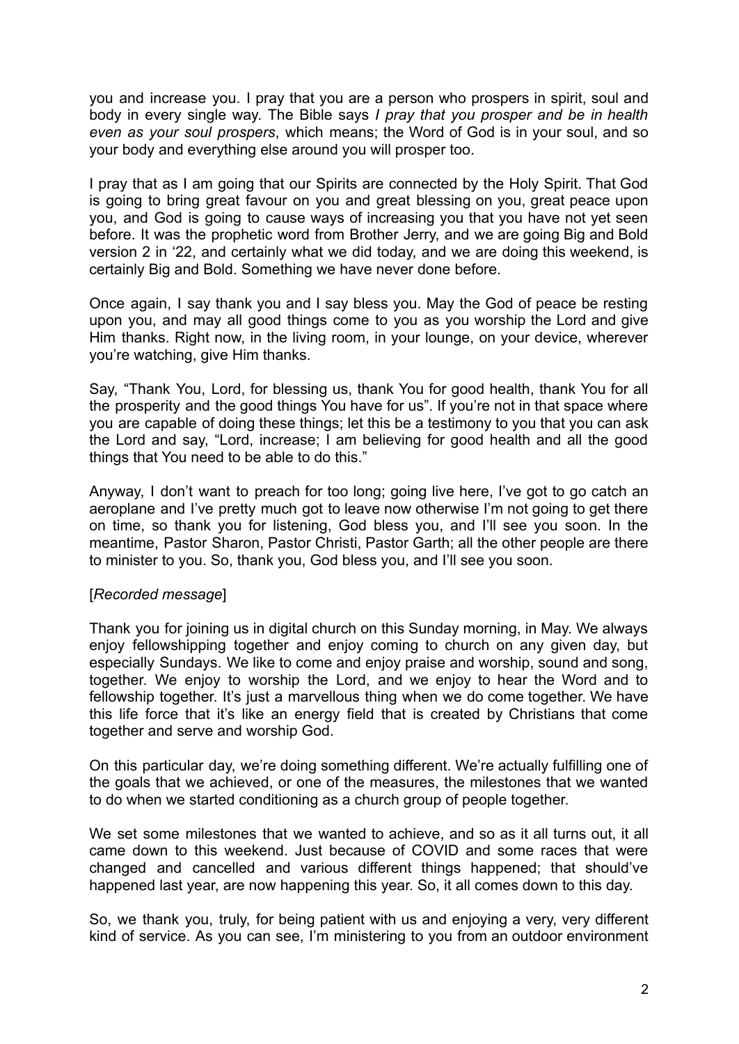you and increase you. I pray that you are a person who prospers in spirit, soul and body in every single way. The Bible says *I pray that you prosper and be in health even as your soul prospers*, which means; the Word of God is in your soul, and so your body and everything else around you will prosper too.

I pray that as I am going that our Spirits are connected by the Holy Spirit. That God is going to bring great favour on you and great blessing on you, great peace upon you, and God is going to cause ways of increasing you that you have not yet seen before. It was the prophetic word from Brother Jerry, and we are going Big and Bold version 2 in '22, and certainly what we did today, and we are doing this weekend, is certainly Big and Bold. Something we have never done before.

Once again, I say thank you and I say bless you. May the God of peace be resting upon you, and may all good things come to you as you worship the Lord and give Him thanks. Right now, in the living room, in your lounge, on your device, wherever you're watching, give Him thanks.

Say, "Thank You, Lord, for blessing us, thank You for good health, thank You for all the prosperity and the good things You have for us". If you're not in that space where you are capable of doing these things; let this be a testimony to you that you can ask the Lord and say, "Lord, increase; I am believing for good health and all the good things that You need to be able to do this."

Anyway, I don't want to preach for too long; going live here, I've got to go catch an aeroplane and I've pretty much got to leave now otherwise I'm not going to get there on time, so thank you for listening, God bless you, and I'll see you soon. In the meantime, Pastor Sharon, Pastor Christi, Pastor Garth; all the other people are there to minister to you. So, thank you, God bless you, and I'll see you soon.

[*Recorded message*]

Thank you for joining us in digital church on this Sunday morning, in May. We always enjoy fellowshipping together and enjoy coming to church on any given day, but especially Sundays. We like to come and enjoy praise and worship, sound and song, together. We enjoy to worship the Lord, and we enjoy to hear the Word and to fellowship together. It's just a marvellous thing when we do come together. We have this life force that it's like an energy field that is created by Christians that come together and serve and worship God.

On this particular day, we're doing something different. We're actually fulfilling one of the goals that we achieved, or one of the measures, the milestones that we wanted to do when we started conditioning as a church group of people together.

We set some milestones that we wanted to achieve, and so as it all turns out, it all came down to this weekend. Just because of COVID and some races that were changed and cancelled and various different things happened; that should've happened last year, are now happening this year. So, it all comes down to this day.

So, we thank you, truly, for being patient with us and enjoying a very, very different kind of service. As you can see, I'm ministering to you from an outdoor environment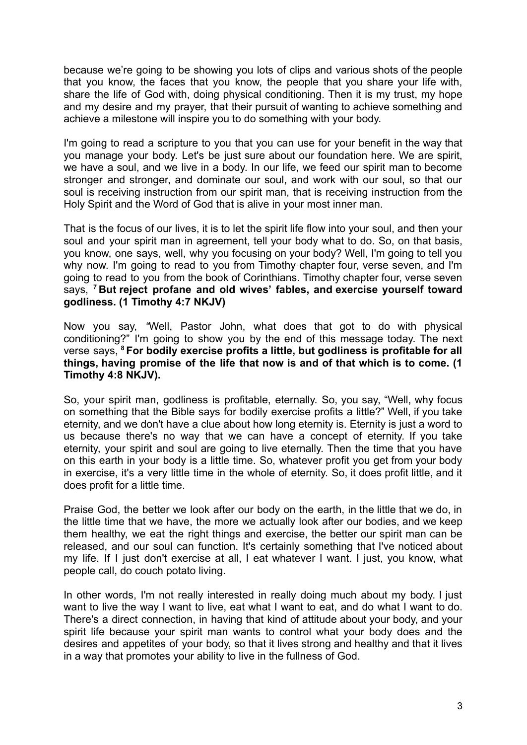because we're going to be showing you lots of clips and various shots of the people that you know, the faces that you know, the people that you share your life with, share the life of God with, doing physical conditioning. Then it is my trust, my hope and my desire and my prayer, that their pursuit of wanting to achieve something and achieve a milestone will inspire you to do something with your body.

I'm going to read a scripture to you that you can use for your benefit in the way that you manage your body. Let's be just sure about our foundation here. We are spirit, we have a soul, and we live in a body. In our life, we feed our spirit man to become stronger and stronger, and dominate our soul, and work with our soul, so that our soul is receiving instruction from our spirit man, that is receiving instruction from the Holy Spirit and the Word of God that is alive in your most inner man.

That is the focus of our lives, it is to let the spirit life flow into your soul, and then your soul and your spirit man in agreement, tell your body what to do. So, on that basis, you know, one says, well, why you focusing on your body? Well, I'm going to tell you why now. I'm going to read to you from Timothy chapter four, verse seven, and I'm going to read to you from the book of Corinthians. Timothy chapter four, verse seven says, **[7] But reject profane and old wives' fables, and exercise yourself toward godliness. (1 Timothy 4:7 NKJV)**

Now you say, "Well, Pastor John, what does that got to do with physical conditioning?" I'm going to show you by the end of this message today. The next verse says, **[8] For bodily exercise profits a little, but godliness is profitable for all things, having promise of the life that now is and of that which is to come. (1 Timothy 4:8 NKJV).**

So, your spirit man, godliness is profitable, eternally. So, you say, "Well, why focus on something that the Bible says for bodily exercise profits a little?" Well, if you take eternity, and we don't have a clue about how long eternity is. Eternity is just a word to us because there's no way that we can have a concept of eternity. If you take eternity, your spirit and soul are going to live eternally. Then the time that you have on this earth in your body is a little time. So, whatever profit you get from your body in exercise, it's a very little time in the whole of eternity. So, it does profit little, and it does profit for a little time.

Praise God, the better we look after our body on the earth, in the little that we do, in the little time that we have, the more we actually look after our bodies, and we keep them healthy, we eat the right things and exercise, the better our spirit man can be released, and our soul can function. It's certainly something that I've noticed about my life. If I just don't exercise at all, I eat whatever I want. I just, you know, what people call, do couch potato living.

In other words, I'm not really interested in really doing much about my body. I just want to live the way I want to live, eat what I want to eat, and do what I want to do. There's a direct connection, in having that kind of attitude about your body, and your spirit life because your spirit man wants to control what your body does and the desires and appetites of your body, so that it lives strong and healthy and that it lives in a way that promotes your ability to live in the fullness of God.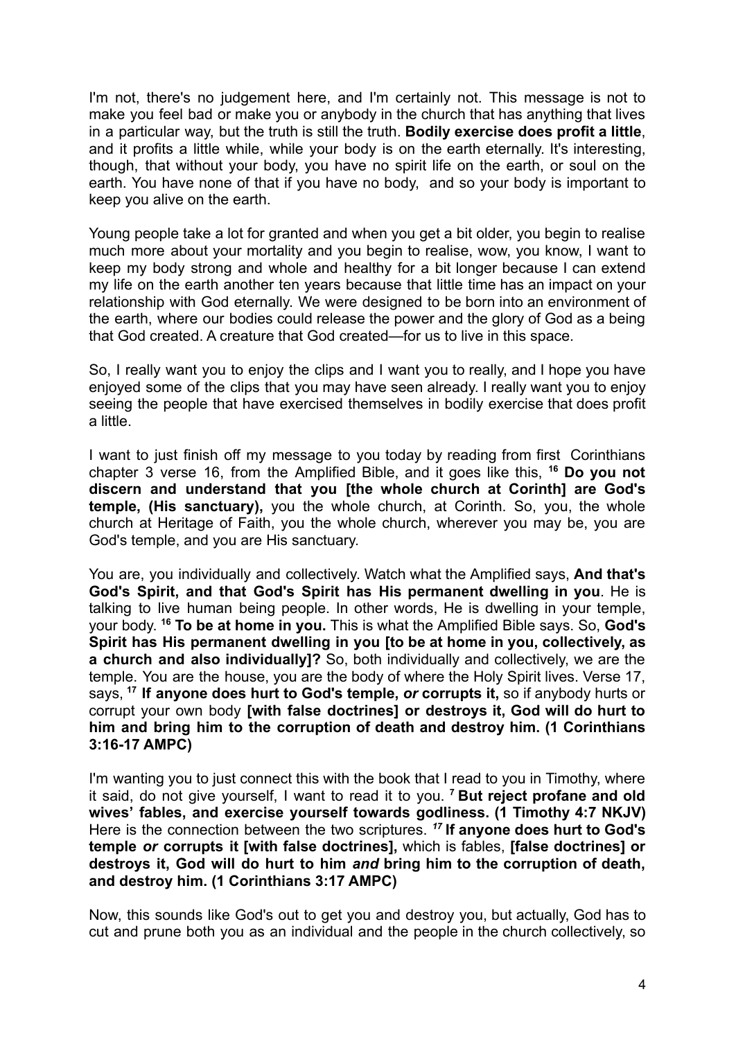I'm not, there's no judgement here, and I'm certainly not. This message is not to make you feel bad or make you or anybody in the church that has anything that lives in a particular way, but the truth is still the truth. **Bodily exercise does profit a little**, and it profits a little while, while your body is on the earth eternally. It's interesting, though, that without your body, you have no spirit life on the earth, or soul on the earth. You have none of that if you have no body, and so your body is important to keep you alive on the earth.

Young people take a lot for granted and when you get a bit older, you begin to realise much more about your mortality and you begin to realise, wow, you know, I want to keep my body strong and whole and healthy for a bit longer because I can extend my life on the earth another ten years because that little time has an impact on your relationship with God eternally. We were designed to be born into an environment of the earth, where our bodies could release the power and the glory of God as a being that God created. A creature that God created—for us to live in this space.

So, I really want you to enjoy the clips and I want you to really, and I hope you have enjoyed some of the clips that you may have seen already. I really want you to enjoy seeing the people that have exercised themselves in bodily exercise that does profit a little.

I want to just finish off my message to you today by reading from first Corinthians chapter 3 verse 16, from the Amplified Bible, and it goes like this, [16] **Do you not discern and understand that you [the whole church at Corinth] are God's temple, (His sanctuary),** you the whole church, at Corinth. So, you, the whole church at Heritage of Faith, you the whole church, wherever you may be, you are God's temple, and you are His sanctuary.

You are, you individually and collectively. Watch what the Amplified says, **And that's God's Spirit, and that God's Spirit has His permanent dwelling in you**. He is talking to live human being people. In other words, He is dwelling in your temple, your body. [16] **To be at home in you.** This is what the Amplified Bible says. So, **God's Spirit has His permanent dwelling in you [to be at home in you, collectively, as a church and also individually]?** So, both individually and collectively, we are the temple. You are the house, you are the body of where the Holy Spirit lives. Verse 17, says, [17] **If anyone does hurt to God's temple, *or* corrupts it,** so if anybody hurts or corrupt your own body **[with false doctrines] or destroys it, God will do hurt to him and bring him to the corruption of death and destroy him. (1 Corinthians 3:16-17 AMPC)**

I'm wanting you to just connect this with the book that I read to you in Timothy, where it said, do not give yourself, I want to read it to you. [7] **But reject profane and old wives' fables, and exercise yourself towards godliness. (1 Timothy 4:7 NKJV)** Here is the connection between the two scriptures. *[17]* **If anyone does hurt to God's temple *or* corrupts it [with false doctrines],** which is fables, **[false doctrines] or destroys it, God will do hurt to him *and* bring him to the corruption of death, and destroy him. (1 Corinthians 3:17 AMPC)**

Now, this sounds like God's out to get you and destroy you, but actually, God has to cut and prune both you as an individual and the people in the church collectively, so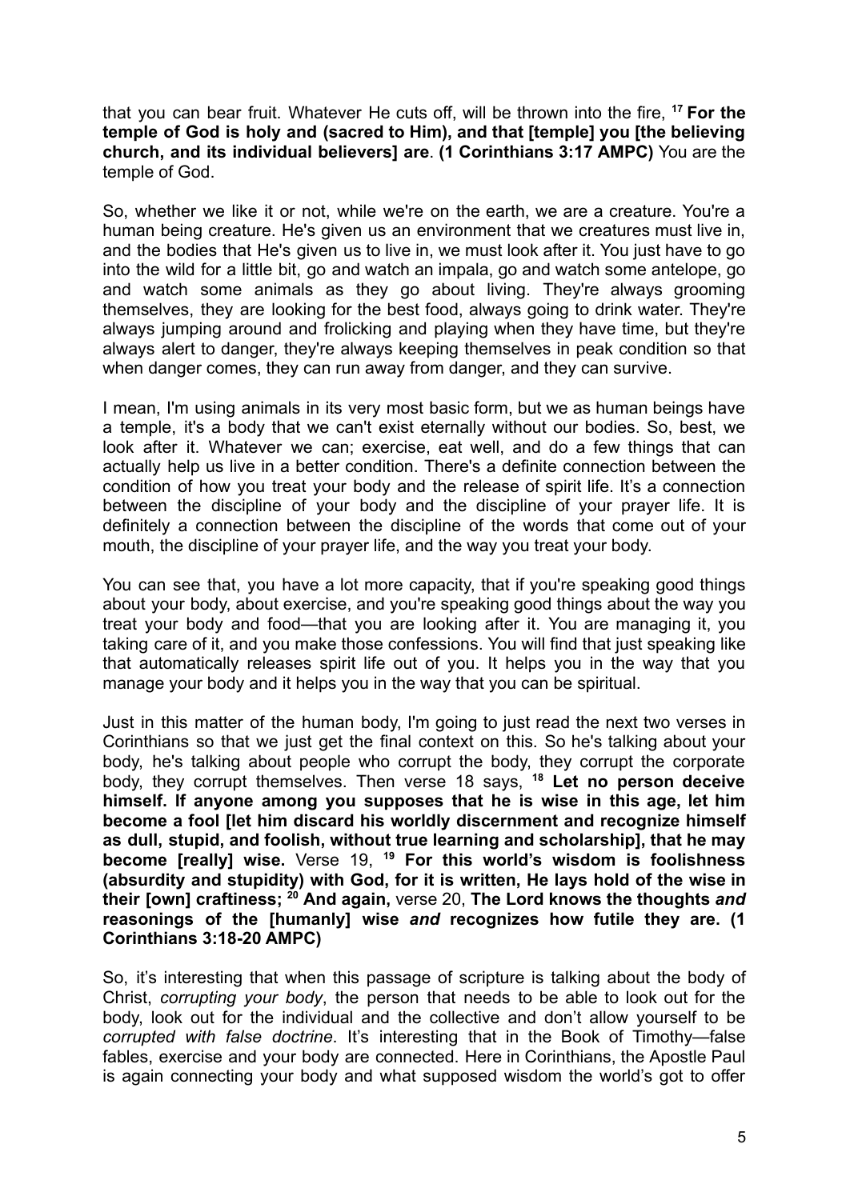that you can bear fruit. Whatever He cuts off, will be thrown into the fire, [17] **For the temple of God is holy and (sacred to Him), and that [temple] you [the believing church, and its individual believers] are**. **(1 Corinthians 3:17 AMPC)** You are the temple of God.

So, whether we like it or not, while we're on the earth, we are a creature. You're a human being creature. He's given us an environment that we creatures must live in, and the bodies that He's given us to live in, we must look after it. You just have to go into the wild for a little bit, go and watch an impala, go and watch some antelope, go and watch some animals as they go about living. They're always grooming themselves, they are looking for the best food, always going to drink water. They're always jumping around and frolicking and playing when they have time, but they're always alert to danger, they're always keeping themselves in peak condition so that when danger comes, they can run away from danger, and they can survive.

I mean, I'm using animals in its very most basic form, but we as human beings have a temple, it's a body that we can't exist eternally without our bodies. So, best, we look after it. Whatever we can; exercise, eat well, and do a few things that can actually help us live in a better condition. There's a definite connection between the condition of how you treat your body and the release of spirit life. It's a connection between the discipline of your body and the discipline of your prayer life. It is definitely a connection between the discipline of the words that come out of your mouth, the discipline of your prayer life, and the way you treat your body.

You can see that, you have a lot more capacity, that if you're speaking good things about your body, about exercise, and you're speaking good things about the way you treat your body and food—that you are looking after it. You are managing it, you taking care of it, and you make those confessions. You will find that just speaking like that automatically releases spirit life out of you. It helps you in the way that you manage your body and it helps you in the way that you can be spiritual.

Just in this matter of the human body, I'm going to just read the next two verses in Corinthians so that we just get the final context on this. So he's talking about your body, he's talking about people who corrupt the body, they corrupt the corporate body, they corrupt themselves. Then verse 18 says, [18] **Let no person deceive himself. If anyone among you supposes that he is wise in this age, let him become a fool [let him discard his worldly discernment and recognize himself as dull, stupid, and foolish, without true learning and scholarship], that he may become [really] wise.** Verse 19, [19] **For this world's wisdom is foolishness (absurdity and stupidity) with God, for it is written, He lays hold of the wise in their [own] craftiness;** [20] **And again,** verse 20, **The Lord knows the thoughts *and* reasonings of the [humanly] wise *and* recognizes how futile they are. (1 Corinthians 3:18-20 AMPC)**

So, it's interesting that when this passage of scripture is talking about the body of Christ, *corrupting your body*, the person that needs to be able to look out for the body, look out for the individual and the collective and don't allow yourself to be *corrupted with false doctrine*. It's interesting that in the Book of Timothy—false fables, exercise and your body are connected. Here in Corinthians, the Apostle Paul is again connecting your body and what supposed wisdom the world's got to offer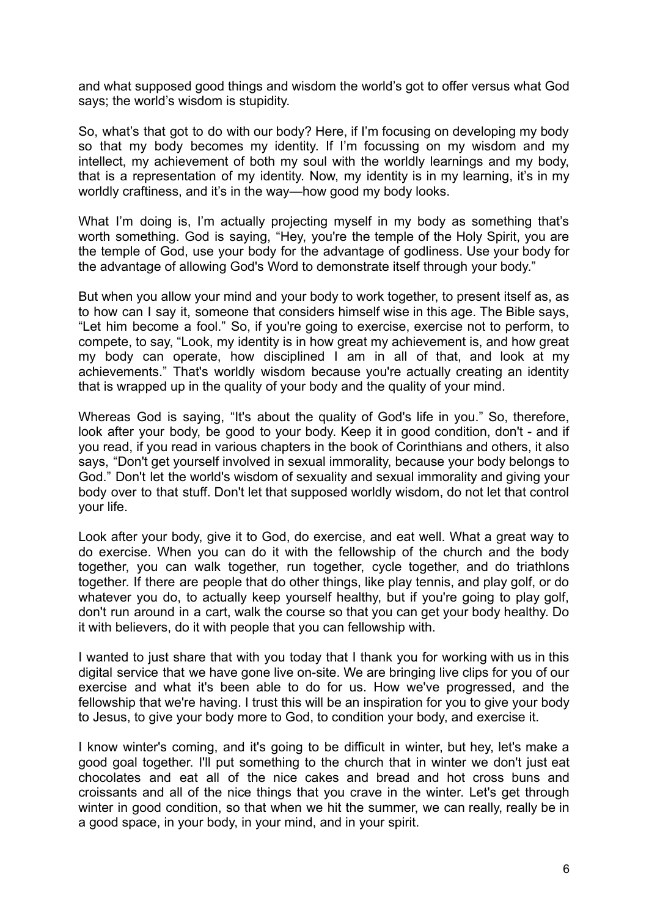and what supposed good things and wisdom the world's got to offer versus what God says; the world's wisdom is stupidity.

So, what's that got to do with our body? Here, if I'm focusing on developing my body so that my body becomes my identity. If I'm focussing on my wisdom and my intellect, my achievement of both my soul with the worldly learnings and my body, that is a representation of my identity. Now, my identity is in my learning, it's in my worldly craftiness, and it's in the way—how good my body looks.

What I'm doing is, I'm actually projecting myself in my body as something that's worth something. God is saying, "Hey, you're the temple of the Holy Spirit, you are the temple of God, use your body for the advantage of godliness. Use your body for the advantage of allowing God's Word to demonstrate itself through your body."

But when you allow your mind and your body to work together, to present itself as, as to how can I say it, someone that considers himself wise in this age. The Bible says, "Let him become a fool." So, if you're going to exercise, exercise not to perform, to compete, to say, "Look, my identity is in how great my achievement is, and how great my body can operate, how disciplined I am in all of that, and look at my achievements." That's worldly wisdom because you're actually creating an identity that is wrapped up in the quality of your body and the quality of your mind.

Whereas God is saying, "It's about the quality of God's life in you." So, therefore, look after your body, be good to your body. Keep it in good condition, don't - and if you read, if you read in various chapters in the book of Corinthians and others, it also says, "Don't get yourself involved in sexual immorality, because your body belongs to God." Don't let the world's wisdom of sexuality and sexual immorality and giving your body over to that stuff. Don't let that supposed worldly wisdom, do not let that control your life.

Look after your body, give it to God, do exercise, and eat well. What a great way to do exercise. When you can do it with the fellowship of the church and the body together, you can walk together, run together, cycle together, and do triathlons together. If there are people that do other things, like play tennis, and play golf, or do whatever you do, to actually keep yourself healthy, but if you're going to play golf, don't run around in a cart, walk the course so that you can get your body healthy. Do it with believers, do it with people that you can fellowship with.

I wanted to just share that with you today that I thank you for working with us in this digital service that we have gone live on-site. We are bringing live clips for you of our exercise and what it's been able to do for us. How we've progressed, and the fellowship that we're having. I trust this will be an inspiration for you to give your body to Jesus, to give your body more to God, to condition your body, and exercise it.

I know winter's coming, and it's going to be difficult in winter, but hey, let's make a good goal together. I'll put something to the church that in winter we don't just eat chocolates and eat all of the nice cakes and bread and hot cross buns and croissants and all of the nice things that you crave in the winter. Let's get through winter in good condition, so that when we hit the summer, we can really, really be in a good space, in your body, in your mind, and in your spirit.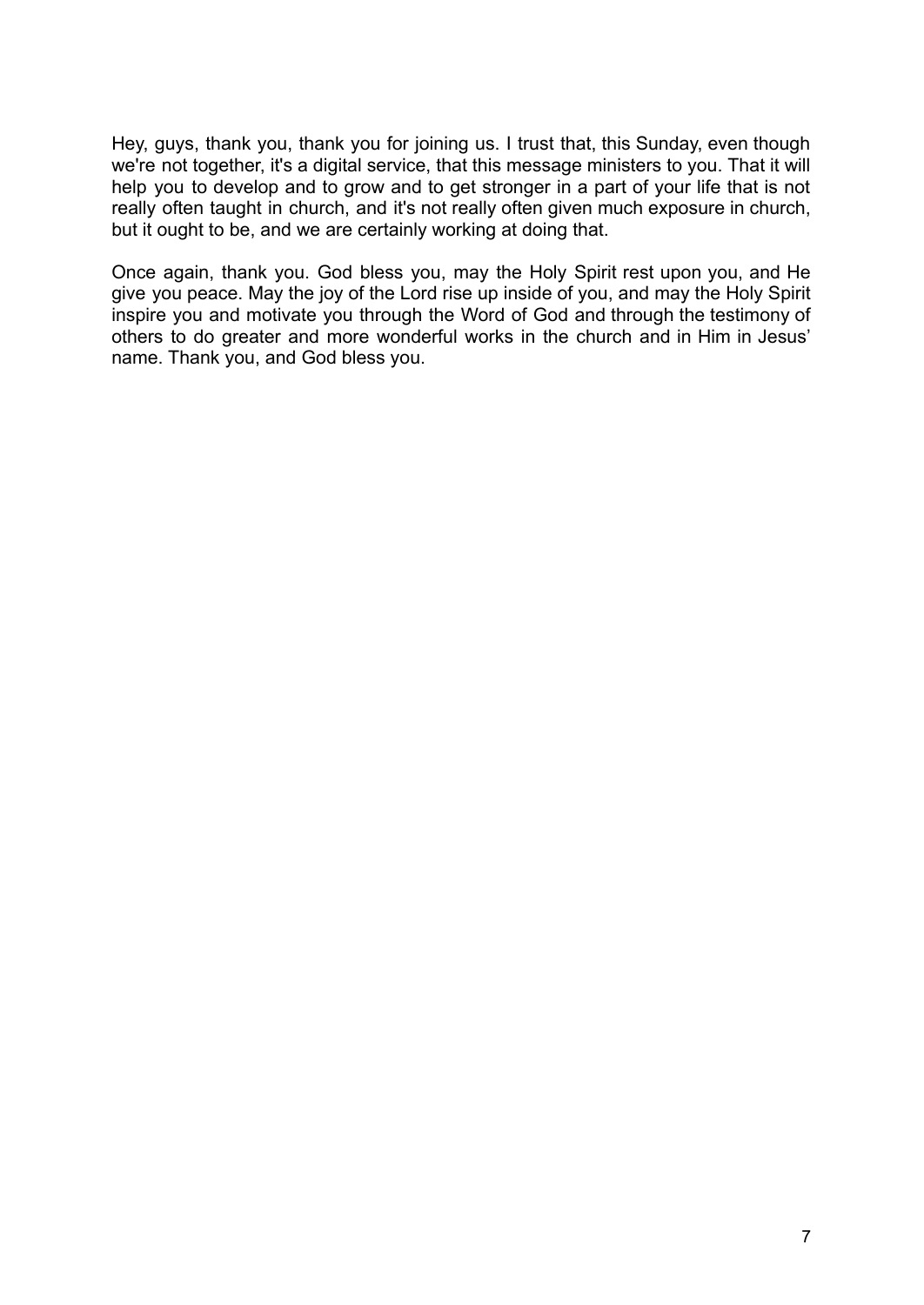Hey, guys, thank you, thank you for joining us. I trust that, this Sunday, even though we're not together, it's a digital service, that this message ministers to you. That it will help you to develop and to grow and to get stronger in a part of your life that is not really often taught in church, and it's not really often given much exposure in church, but it ought to be, and we are certainly working at doing that.

Once again, thank you. God bless you, may the Holy Spirit rest upon you, and He give you peace. May the joy of the Lord rise up inside of you, and may the Holy Spirit inspire you and motivate you through the Word of God and through the testimony of others to do greater and more wonderful works in the church and in Him in Jesus' name. Thank you, and God bless you.